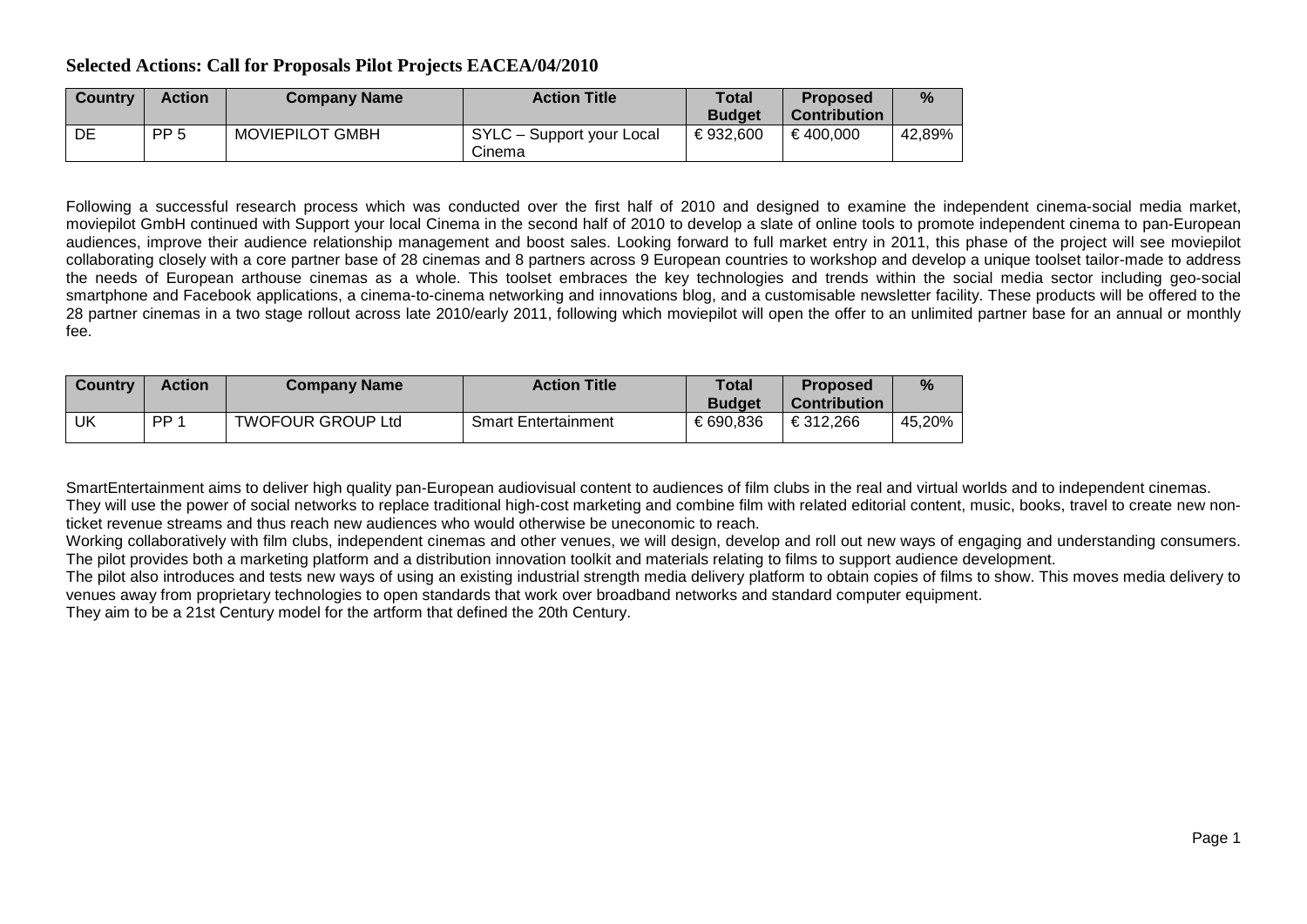## Selected Actions: Call for Proposals Pilot Projects EACEA/04/2010

| Country | Action | Company Name | Action Title | Total Budget | Proposed Contribution | % |
|---|---|---|---|---|---|---|
| DE | PP 5 | MOVIEPILOT GMBH | SYLC – Support your Local Cinema | € 932,600 | € 400,000 | 42,89% |

Following a successful research process which was conducted over the first half of 2010 and designed to examine the independent cinema-social media market, moviepilot GmbH continued with Support your local Cinema in the second half of 2010 to develop a slate of online tools to promote independent cinema to pan-European audiences, improve their audience relationship management and boost sales. Looking forward to full market entry in 2011, this phase of the project will see moviepilot collaborating closely with a core partner base of 28 cinemas and 8 partners across 9 European countries to workshop and develop a unique toolset tailor-made to address the needs of European arthouse cinemas as a whole. This toolset embraces the key technologies and trends within the social media sector including geo-social smartphone and Facebook applications, a cinema-to-cinema networking and innovations blog, and a customisable newsletter facility. These products will be offered to the 28 partner cinemas in a two stage rollout across late 2010/early 2011, following which moviepilot will open the offer to an unlimited partner base for an annual or monthly fee.

| Country | Action | Company Name | Action Title | Total Budget | Proposed Contribution | % |
|---|---|---|---|---|---|---|
| UK | PP 1 | TWOFOUR GROUP Ltd | Smart Entertainment | € 690,836 | € 312,266 | 45,20% |

SmartEntertainment aims to deliver high quality pan-European audiovisual content to audiences of film clubs in the real and virtual worlds and to independent cinemas.
They will use the power of social networks to replace traditional high-cost marketing and combine film with related editorial content, music, books, travel to create new non-ticket revenue streams and thus reach new audiences who would otherwise be uneconomic to reach.
Working collaboratively with film clubs, independent cinemas and other venues, we will design, develop and roll out new ways of engaging and understanding consumers. The pilot provides both a marketing platform and a distribution innovation toolkit and materials relating to films to support audience development.
The pilot also introduces and tests new ways of using an existing industrial strength media delivery platform to obtain copies of films to show. This moves media delivery to venues away from proprietary technologies to open standards that work over broadband networks and standard computer equipment.
They aim to be a 21st Century model for the artform that defined the 20th Century.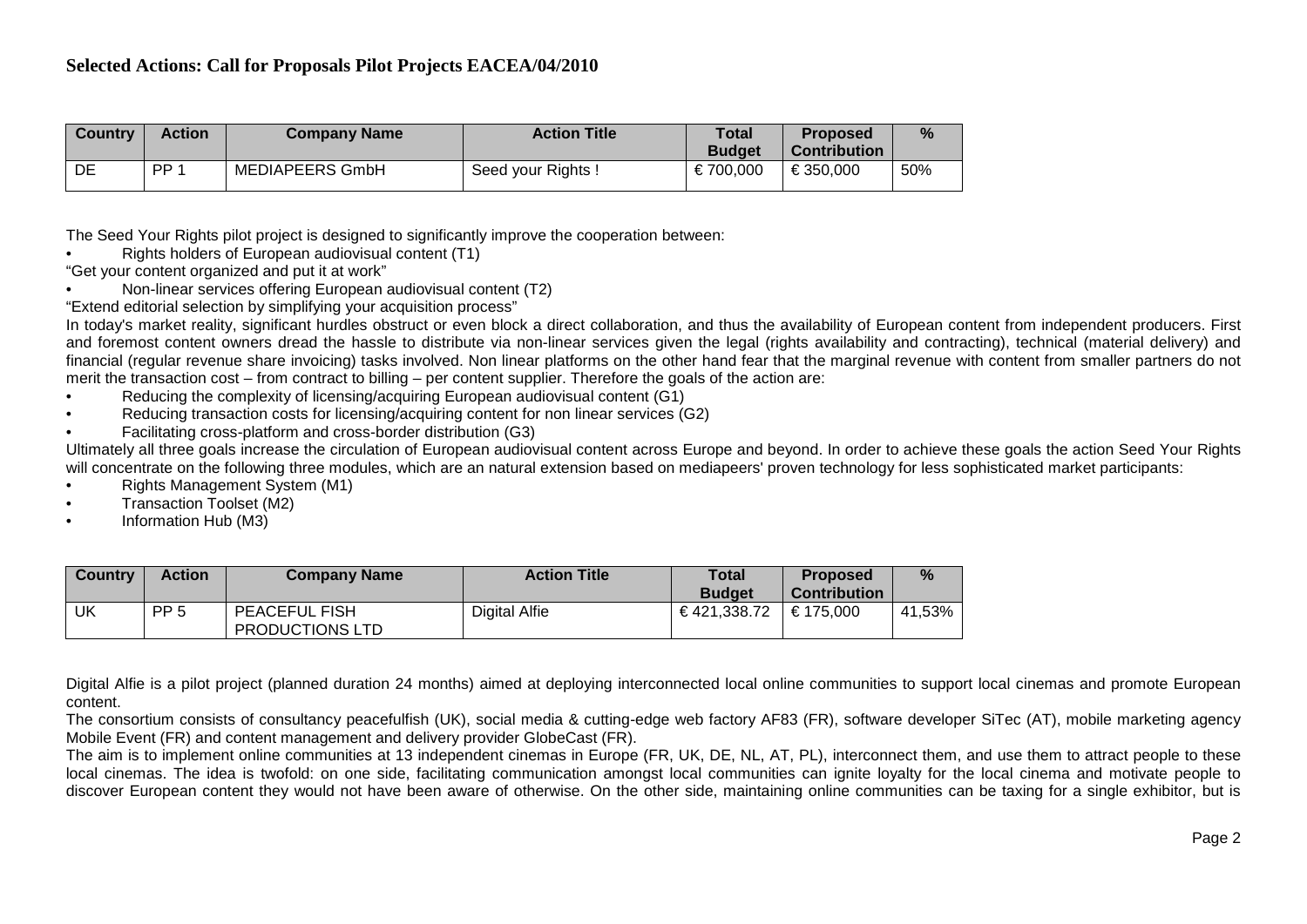## Selected Actions: Call for Proposals Pilot Projects EACEA/04/2010

| Country | Action | Company Name | Action Title | Total Budget | Proposed Contribution | % |
|---|---|---|---|---|---|---|
| DE | PP 1 | MEDIAPEERS GmbH | Seed your Rights ! | € 700,000 | € 350,000 | 50% |

The Seed Your Rights pilot project is designed to significantly improve the cooperation between:

- Rights holders of European audiovisual content (T1)

"Get your content organized and put it at work"

- Non-linear services offering European audiovisual content (T2)

"Extend editorial selection by simplifying your acquisition process"

In today's market reality, significant hurdles obstruct or even block a direct collaboration, and thus the availability of European content from independent producers. First and foremost content owners dread the hassle to distribute via non-linear services given the legal (rights availability and contracting), technical (material delivery) and financial (regular revenue share invoicing) tasks involved. Non linear platforms on the other hand fear that the marginal revenue with content from smaller partners do not merit the transaction cost – from contract to billing – per content supplier. Therefore the goals of the action are:

- Reducing the complexity of licensing/acquiring European audiovisual content (G1)
- Reducing transaction costs for licensing/acquiring content for non linear services (G2)
- Facilitating cross-platform and cross-border distribution (G3)

Ultimately all three goals increase the circulation of European audiovisual content across Europe and beyond. In order to achieve these goals the action Seed Your Rights will concentrate on the following three modules, which are an natural extension based on mediapeers' proven technology for less sophisticated market participants:

- Rights Management System (M1)
- Transaction Toolset (M2)
- Information Hub (M3)

| Country | Action | Company Name | Action Title | Total Budget | Proposed Contribution | % |
|---|---|---|---|---|---|---|
| UK | PP 5 | PEACEFUL FISH PRODUCTIONS LTD | Digital Alfie | € 421,338.72 | € 175,000 | 41,53% |

Digital Alfie is a pilot project (planned duration 24 months) aimed at deploying interconnected local online communities to support local cinemas and promote European content.

The consortium consists of consultancy peacefulfish (UK), social media & cutting-edge web factory AF83 (FR), software developer SiTec (AT), mobile marketing agency Mobile Event (FR) and content management and delivery provider GlobeCast (FR).

The aim is to implement online communities at 13 independent cinemas in Europe (FR, UK, DE, NL, AT, PL), interconnect them, and use them to attract people to these local cinemas. The idea is twofold: on one side, facilitating communication amongst local communities can ignite loyalty for the local cinema and motivate people to discover European content they would not have been aware of otherwise. On the other side, maintaining online communities can be taxing for a single exhibitor, but is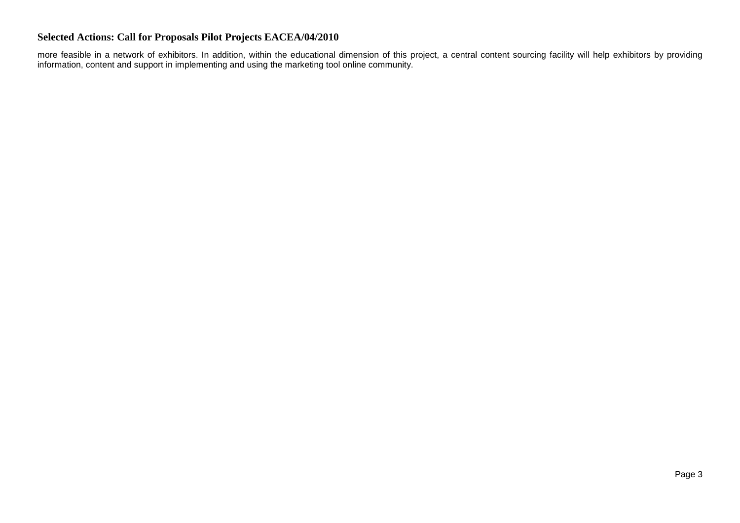more feasible in a network of exhibitors. In addition, within the educational dimension of this project, a central content sourcing facility will help exhibitors by providing information, content and support in implementing and using the marketing tool online community.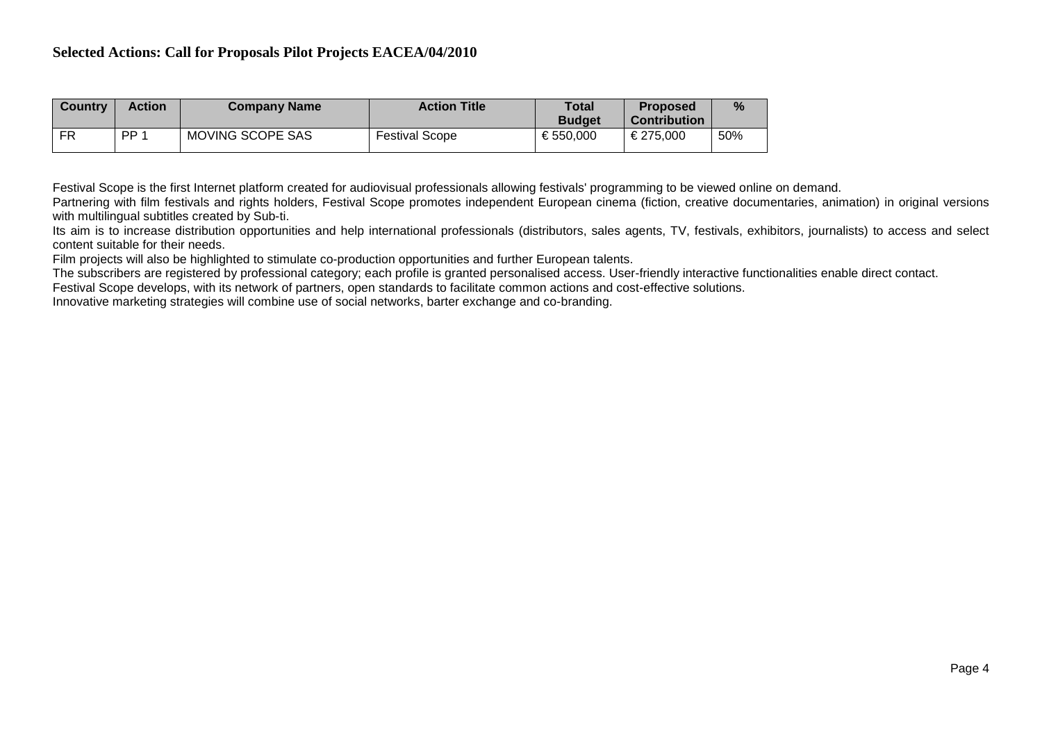## Selected Actions: Call for Proposals Pilot Projects EACEA/04/2010

| Country | Action | Company Name | Action Title | Total Budget | Proposed Contribution | % |
|---|---|---|---|---|---|---|
| FR | PP 1 | MOVING SCOPE SAS | Festival Scope | € 550,000 | € 275,000 | 50% |

Festival Scope is the first Internet platform created for audiovisual professionals allowing festivals' programming to be viewed online on demand.

Partnering with film festivals and rights holders, Festival Scope promotes independent European cinema (fiction, creative documentaries, animation) in original versions with multilingual subtitles created by Sub-ti.

Its aim is to increase distribution opportunities and help international professionals (distributors, sales agents, TV, festivals, exhibitors, journalists) to access and select content suitable for their needs.

Film projects will also be highlighted to stimulate co-production opportunities and further European talents.

The subscribers are registered by professional category; each profile is granted personalised access. User-friendly interactive functionalities enable direct contact.

Festival Scope develops, with its network of partners, open standards to facilitate common actions and cost-effective solutions.

Innovative marketing strategies will combine use of social networks, barter exchange and co-branding.